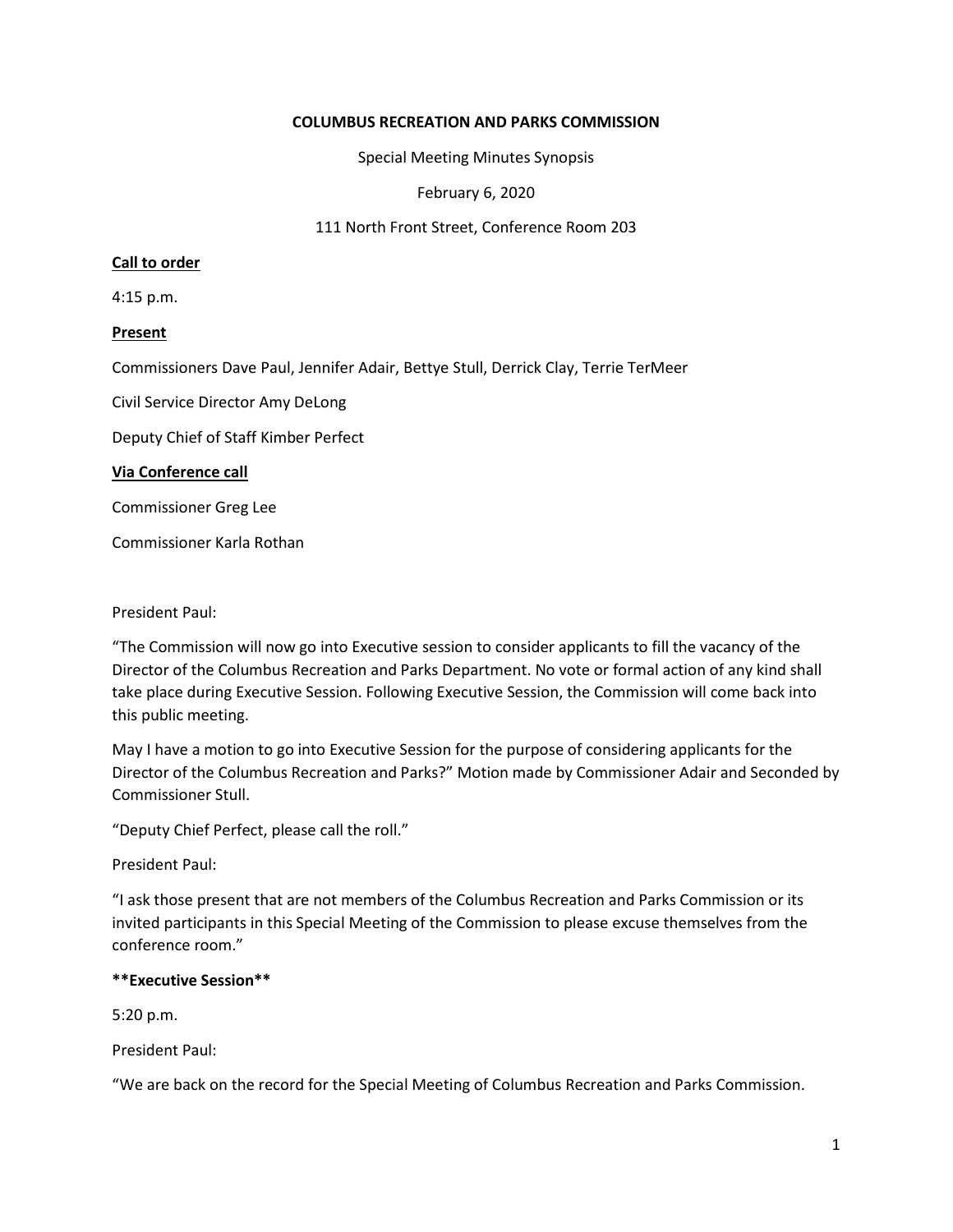**COLUMBUS RECREATION AND PARKS COMMISSION**

Special Meeting Minutes Synopsis

February 6, 2020

111 North Front Street, Conference Room 203

**Call to order**

4:15 p.m.

**Present**

Commissioners Dave Paul, Jennifer Adair, Bettye Stull, Derrick Clay, Terrie TerMeer

Civil Service Director Amy DeLong

Deputy Chief of Staff Kimber Perfect

**Via Conference call**

Commissioner Greg Lee

Commissioner Karla Rothan

President Paul:

"The Commission will now go into Executive session to consider applicants to fill the vacancy of the Director of the Columbus Recreation and Parks Department. No vote or formal action of any kind shall take place during Executive Session. Following Executive Session, the Commission will come back into this public meeting.

May I have a motion to go into Executive Session for the purpose of considering applicants for the Director of the Columbus Recreation and Parks?" Motion made by Commissioner Adair and Seconded by Commissioner Stull.

"Deputy Chief Perfect, please call the roll."

President Paul:

"I ask those present that are not members of the Columbus Recreation and Parks Commission or its invited participants in this Special Meeting of the Commission to please excuse themselves from the conference room."

**\*\*Executive Session\*\***

5:20 p.m.

President Paul:

"We are back on the record for the Special Meeting of Columbus Recreation and Parks Commission.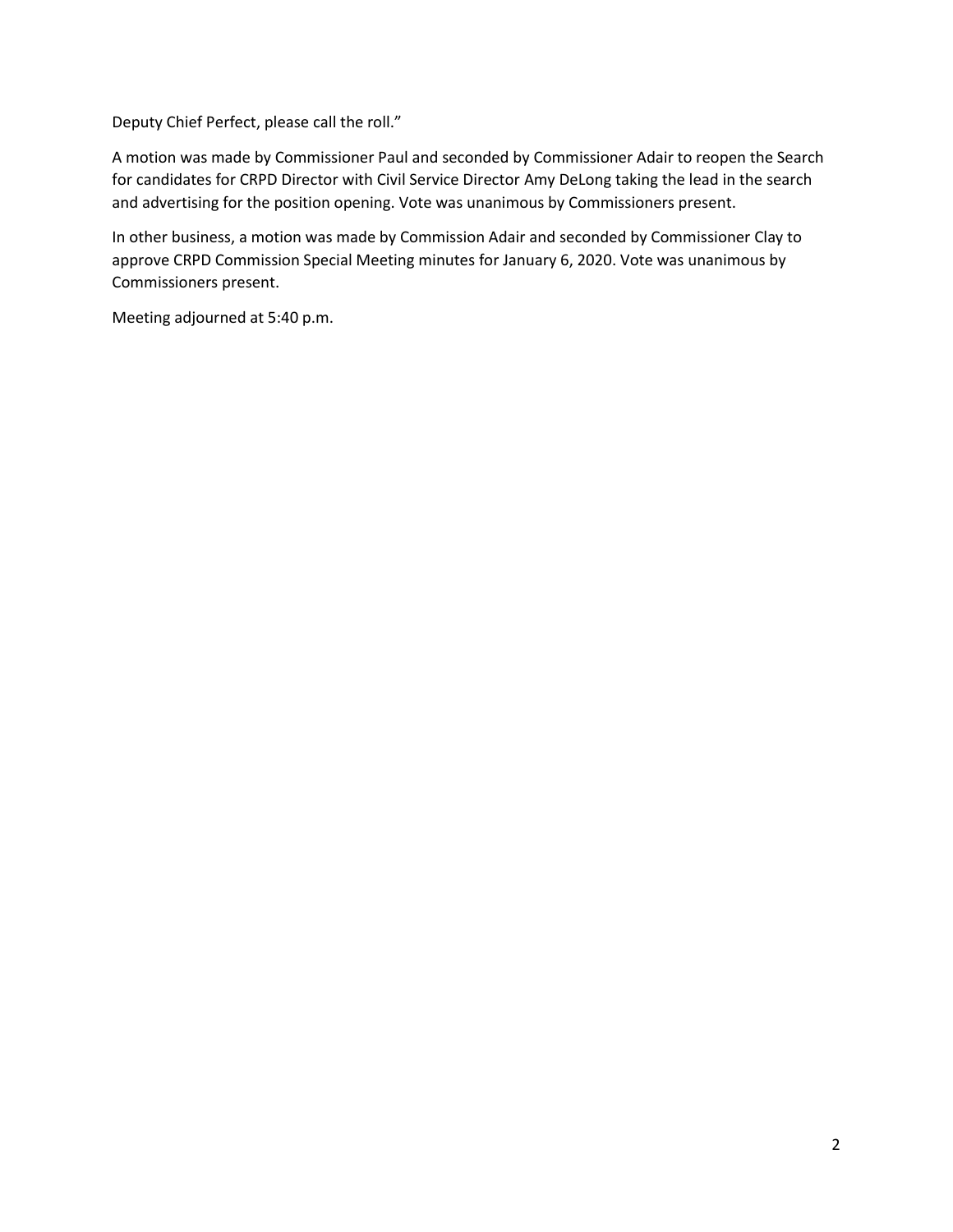Deputy Chief Perfect, please call the roll."

A motion was made by Commissioner Paul and seconded by Commissioner Adair to reopen the Search for candidates for CRPD Director with Civil Service Director Amy DeLong taking the lead in the search and advertising for the position opening. Vote was unanimous by Commissioners present.

In other business, a motion was made by Commission Adair and seconded by Commissioner Clay to approve CRPD Commission Special Meeting minutes for January 6, 2020. Vote was unanimous by Commissioners present.

Meeting adjourned at 5:40 p.m.